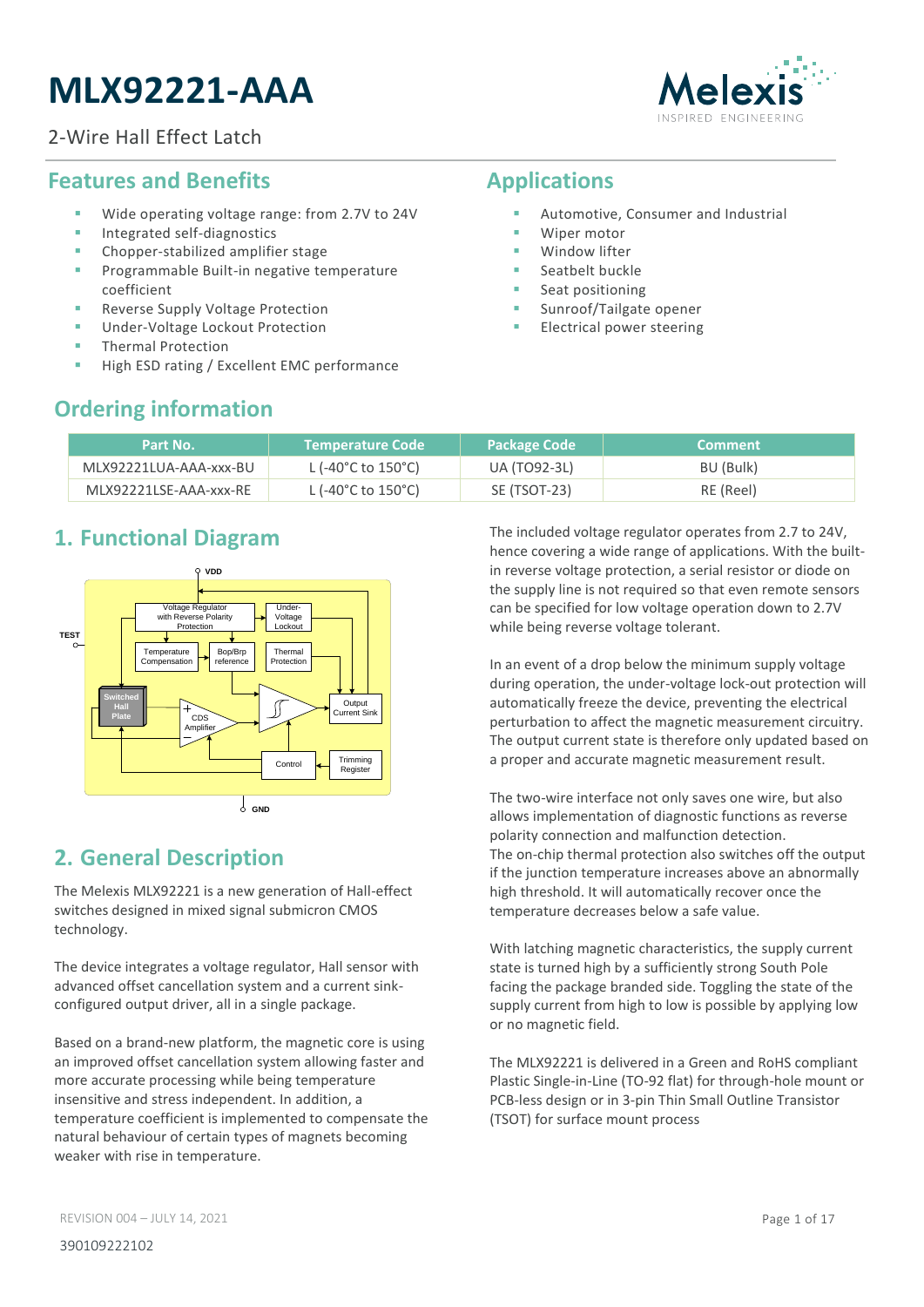# MLX92221-AAA

2-Wire Hall Effect Latch

## Features and Benefits

- Wide operating voltage range: from 2.7V to 24V
- Integrated self-diagnostics
- Chopper-stabilized amplifier stage
- Programmable Built-in negative temperature coefficient
- Reverse Supply Voltage Protection
- Under-Voltage Lockout Protection
- Thermal Protection
- High ESD rating / Excellent EMC performance

## Applications

- Automotive, Consumer and Industrial
- Wiper motor
- Window lifter
- Seatbelt buckle
- Seat positioning
- Sunroof/Tailgate opener
- Electrical power steering

## Ordering information

| Part No. | Temperature Code | Package Code | Comment |
|---|---|---|---|
| MLX92221LUA-AAA-xxx-BU | L (-40°C to 150°C) | UA (TO92-3L) | BU (Bulk) |
| MLX92221LSE-AAA-xxx-RE | L (-40°C to 150°C) | SE (TSOT-23) | RE (Reel) |

## 1. Functional Diagram

## 2. General Description

The Melexis MLX92221 is a new generation of Hall-effect switches designed in mixed signal submicron CMOS technology.

The device integrates a voltage regulator, Hall sensor with advanced offset cancellation system and a current sink-configured output driver, all in a single package.

Based on a brand-new platform, the magnetic core is using an improved offset cancellation system allowing faster and more accurate processing while being temperature insensitive and stress independent. In addition, a temperature coefficient is implemented to compensate the natural behaviour of certain types of magnets becoming weaker with rise in temperature.

The included voltage regulator operates from 2.7 to 24V, hence covering a wide range of applications. With the built-in reverse voltage protection, a serial resistor or diode on the supply line is not required so that even remote sensors can be specified for low voltage operation down to 2.7V while being reverse voltage tolerant.

In an event of a drop below the minimum supply voltage during operation, the under-voltage lock-out protection will automatically freeze the device, preventing the electrical perturbation to affect the magnetic measurement circuitry. The output current state is therefore only updated based on a proper and accurate magnetic measurement result.

The two-wire interface not only saves one wire, but also allows implementation of diagnostic functions as reverse polarity connection and malfunction detection.
The on-chip thermal protection also switches off the output if the junction temperature increases above an abnormally high threshold. It will automatically recover once the temperature decreases below a safe value.

With latching magnetic characteristics, the supply current state is turned high by a sufficiently strong South Pole facing the package branded side. Toggling the state of the supply current from high to low is possible by applying low or no magnetic field.

The MLX92221 is delivered in a Green and RoHS compliant Plastic Single-in-Line (TO-92 flat) for through-hole mount or PCB-less design or in 3-pin Thin Small Outline Transistor (TSOT) for surface mount process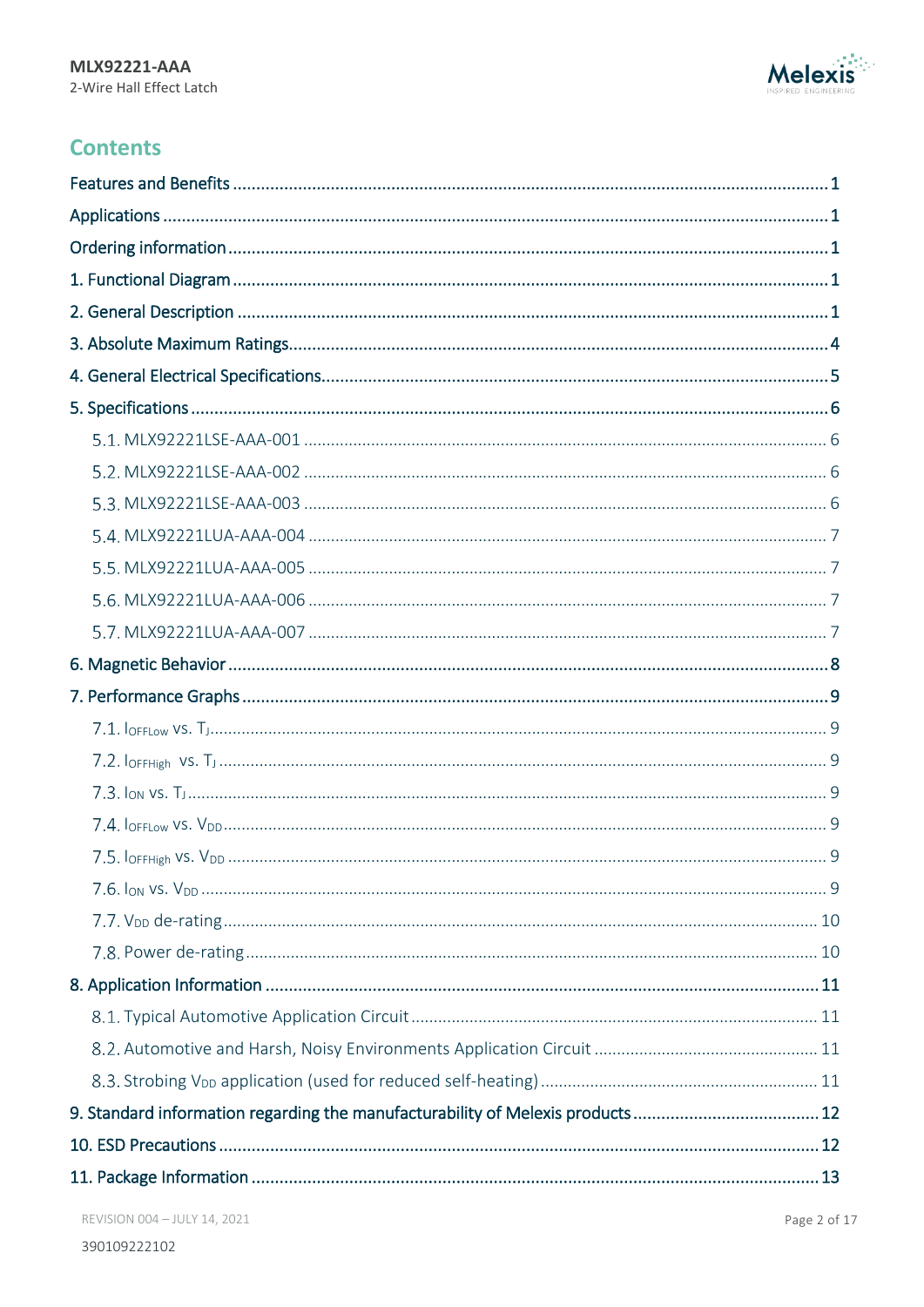## Contents

Features and Benefits ........................................................................................................ 1

Applications ....................................................................................................................... 1

Ordering information ........................................................................................................ 1

1. Functional Diagram ........................................................................................................ 1

2. General Description ........................................................................................................ 1

3. Absolute Maximum Ratings ............................................................................................ 4

4. General Electrical Specifications .................................................................................... 5

5. Specifications ................................................................................................................. 6

- 5.1. MLX92221LSE-AAA-001 .............................................................................................. 6
- 5.2. MLX92221LSE-AAA-002 .............................................................................................. 6
- 5.3. MLX92221LSE-AAA-003 .............................................................................................. 6
- 5.4. MLX92221LUA-AAA-004 ............................................................................................. 7
- 5.5. MLX92221LUA-AAA-005 ............................................................................................. 7
- 5.6. MLX92221LUA-AAA-006 ............................................................................................. 7
- 5.7. MLX92221LUA-AAA-007 ............................................................................................. 7

6. Magnetic Behavior .......................................................................................................... 8

7. Performance Graphs ....................................................................................................... 9

- 7.1. $I_{OFFLow}$ vs. $T_J$ ................................................................................................. 9
- 7.2. $I_{OFFHigh}$ vs. $T_J$ ................................................................................................ 9
- 7.3. $I_{ON}$ vs. $T_J$ ....................................................................................................... 9
- 7.4. $I_{OFFLow}$ vs. $V_{DD}$ ............................................................................................ 9
- 7.5. $I_{OFFHigh}$ vs. $V_{DD}$ ........................................................................................... 9
- 7.6. $I_{ON}$ vs. $V_{DD}$ .................................................................................................. 9
- 7.7. $V_{DD}$ de-rating ...................................................................................................... 10
- 7.8. Power de-rating ........................................................................................................ 10

8. Application Information ................................................................................................ 11

- 8.1. Typical Automotive Application Circuit ..................................................................... 11
- 8.2. Automotive and Harsh, Noisy Environments Application Circuit .............................. 11
- 8.3. Strobing $V_{DD}$ application (used for reduced self-heating) ....................................... 11

9. Standard information regarding the manufacturability of Melexis products ................... 12

10. ESD Precautions ........................................................................................................... 12

11. Package Information .................................................................................................... 13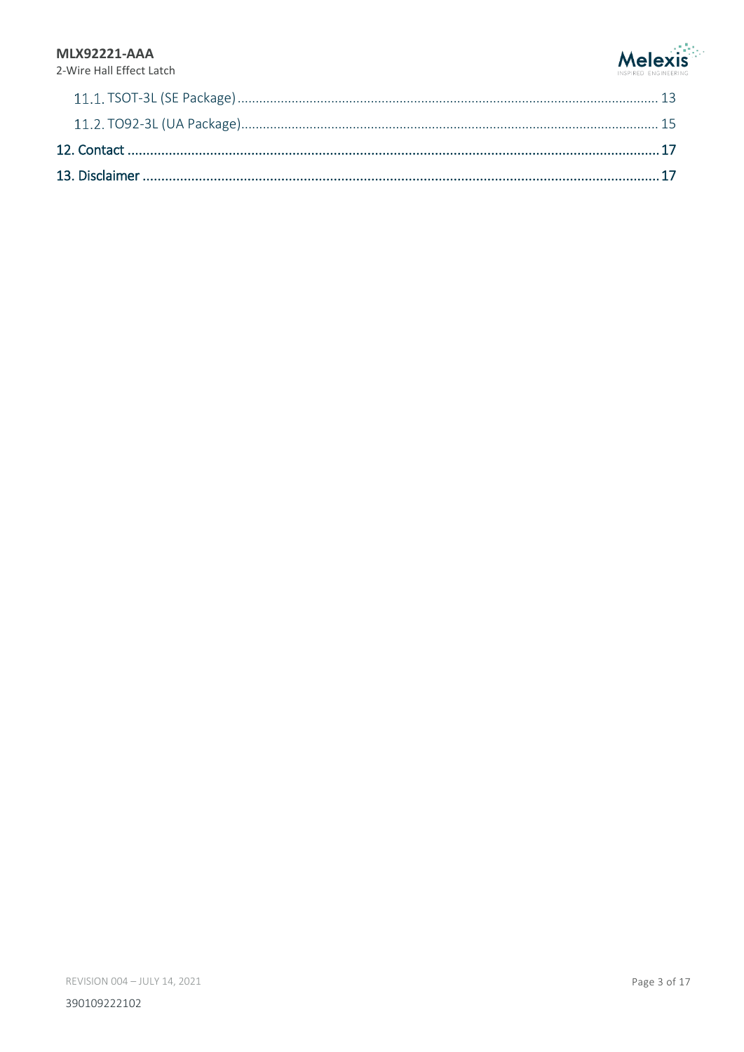11.1. TSOT-3L (SE Package) ........................................................................................................ 13

11.2. TO92-3L (UA Package) ........................................................................................................ 15

12. Contact ........................................................................................................................ 17

13. Disclaimer .................................................................................................................... 17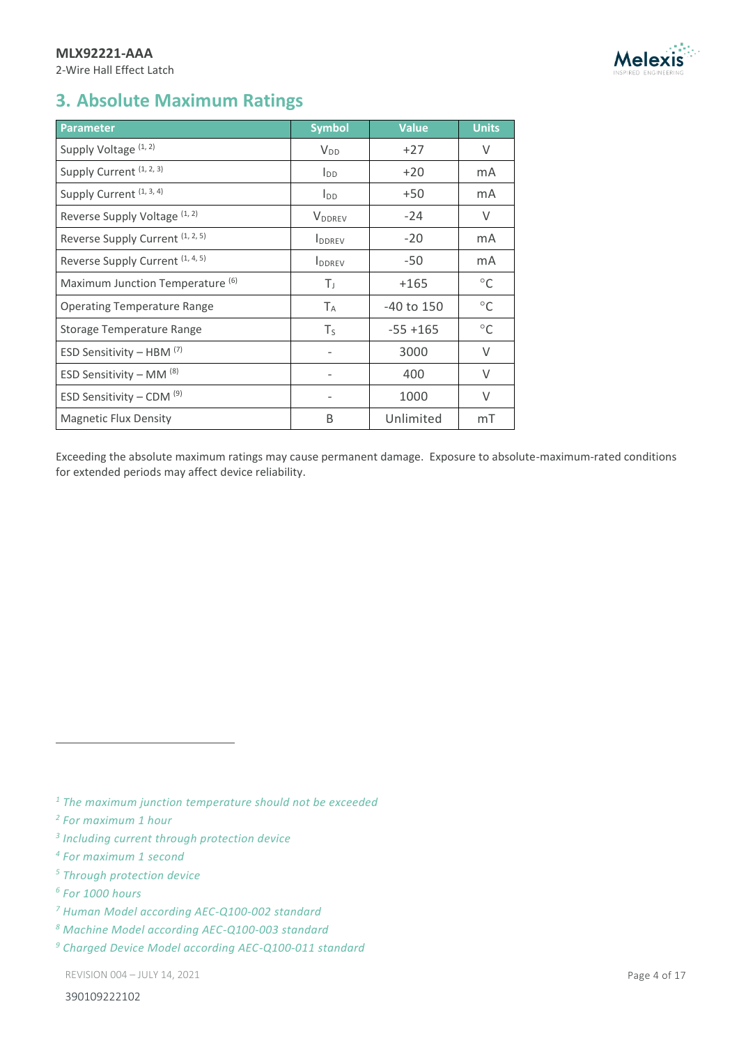# 3. Absolute Maximum Ratings

| Parameter | Symbol | Value | Units |
|---|---|---|---|
| Supply Voltage [1, 2] | $V_{DD}$ | +27 | V |
| Supply Current [1, 2, 3] | $I_{DD}$ | +20 | mA |
| Supply Current [1, 3, 4] | $I_{DD}$ | +50 | mA |
| Reverse Supply Voltage [1, 2] | $V_{DDREV}$ | -24 | V |
| Reverse Supply Current [1, 2, 5] | $I_{DDREV}$ | -20 | mA |
| Reverse Supply Current [1, 4, 5] | $I_{DDREV}$ | -50 | mA |
| Maximum Junction Temperature [6] | $T_J$ | +165 | °C |
| Operating Temperature Range | $T_A$ | -40 to 150 | °C |
| Storage Temperature Range | $T_S$ | -55 +165 | °C |
| ESD Sensitivity – HBM [7] | - | 3000 | V |
| ESD Sensitivity – MM [8] | - | 400 | V |
| ESD Sensitivity – CDM [9] | - | 1000 | V |
| Magnetic Flux Density | B | Unlimited | mT |

Exceeding the absolute maximum ratings may cause permanent damage. Exposure to absolute-maximum-rated conditions for extended periods may affect device reliability.

---

*[1] The maximum junction temperature should not be exceeded*

*[2] For maximum 1 hour*

*[3] Including current through protection device*

*[4] For maximum 1 second*

*[5] Through protection device*

*[6] For 1000 hours*

*[7] Human Model according AEC-Q100-002 standard*

*[8] Machine Model according AEC-Q100-003 standard*

*[9] Charged Device Model according AEC-Q100-011 standard*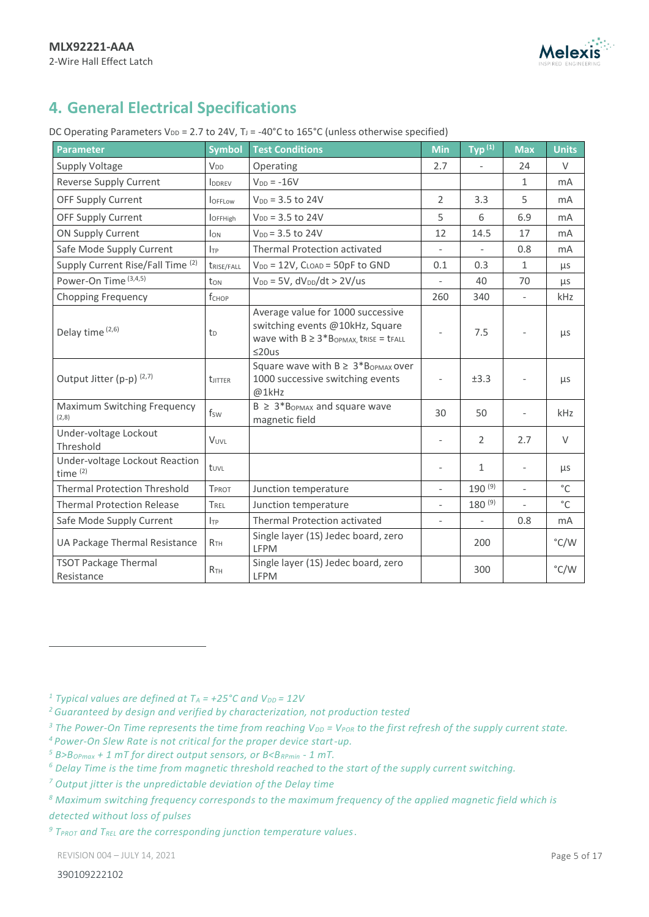## 4. General Electrical Specifications

DC Operating Parameters $V_{DD}$ = 2.7 to 24V, $T_J$ = -40°C to 165°C (unless otherwise specified)

| Parameter | Symbol | Test Conditions | Min | Typ [1] | Max | Units |
|---|---|---|---|---|---|---|
| Supply Voltage | $V_{DD}$ | Operating | 2.7 | - | 24 | V |
| Reverse Supply Current | $I_{DDREV}$ | $V_{DD}$ = -16V | | | 1 | mA |
| OFF Supply Current | $I_{OFFLow}$ | $V_{DD}$ = 3.5 to 24V | 2 | 3.3 | 5 | mA |
| OFF Supply Current | $I_{OFFHigh}$ | $V_{DD}$ = 3.5 to 24V | 5 | 6 | 6.9 | mA |
| ON Supply Current | $I_{ON}$ | $V_{DD}$ = 3.5 to 24V | 12 | 14.5 | 17 | mA |
| Safe Mode Supply Current | $I_{TP}$ | Thermal Protection activated | - | - | 0.8 | mA |
| Supply Current Rise/Fall Time [2] | $t_{RISE/FALL}$ | $V_{DD}$ = 12V, $C_{LOAD}$ = 50pF to GND | 0.1 | 0.3 | 1 | µs |
| Power-On Time [3,4,5] | $t_{ON}$ | $V_{DD}$ = 5V, $dV_{DD}/dt$ > 2V/us | - | 40 | 70 | µs |
| Chopping Frequency | $f_{CHOP}$ | | 260 | 340 | - | kHz |
| Delay time [2,6] | $t_D$ | Average value for 1000 successive switching events @10kHz, Square wave with B ≥ 3*$B_{OPMAX,}$ $t_{RISE}$ = $t_{FALL}$ ≤20us | - | 7.5 | - | µs |
| Output Jitter (p-p) [2,7] | $t_{JITTER}$ | Square wave with B ≥ 3*$B_{OPMAX}$ over 1000 successive switching events @1kHz | - | ±3.3 | - | µs |
| Maximum Switching Frequency [2,8] | $f_{SW}$ | B ≥ 3*$B_{OPMAX}$ and square wave magnetic field | 30 | 50 | - | kHz |
| Under-voltage Lockout Threshold | $V_{UVL}$ | | - | 2 | 2.7 | V |
| Under-voltage Lockout Reaction time [2] | $t_{UVL}$ | | - | 1 | - | µs |
| Thermal Protection Threshold | $T_{PROT}$ | Junction temperature | - | 190 [9] | - | °C |
| Thermal Protection Release | $T_{REL}$ | Junction temperature | - | 180 [9] | - | °C |
| Safe Mode Supply Current | $I_{TP}$ | Thermal Protection activated | - | - | 0.8 | mA |
| UA Package Thermal Resistance | $R_{TH}$ | Single layer (1S) Jedec board, zero LFPM | | 200 | | °C/W |
| TSOT Package Thermal Resistance | $R_{TH}$ | Single layer (1S) Jedec board, zero LFPM | | 300 | | °C/W |

[1] *Typical values are defined at $T_A$ = +25°C and $V_{DD}$ = 12V*

[2] *Guaranteed by design and verified by characterization, not production tested*

[3] *The Power-On Time represents the time from reaching $V_{DD}$ = $V_{POR}$ to the first refresh of the supply current state.*

[4] *Power-On Slew Rate is not critical for the proper device start-up.*

[5] *B>$B_{OPmax}$ + 1 mT for direct output sensors, or B<$B_{RPmin}$ - 1 mT.*

[6] *Delay Time is the time from magnetic threshold reached to the start of the supply current switching.*

[7] *Output jitter is the unpredictable deviation of the Delay time*

[8] *Maximum switching frequency corresponds to the maximum frequency of the applied magnetic field which is detected without loss of pulses*

[9] *$T_{PROT}$ and $T_{REL}$ are the corresponding junction temperature values.*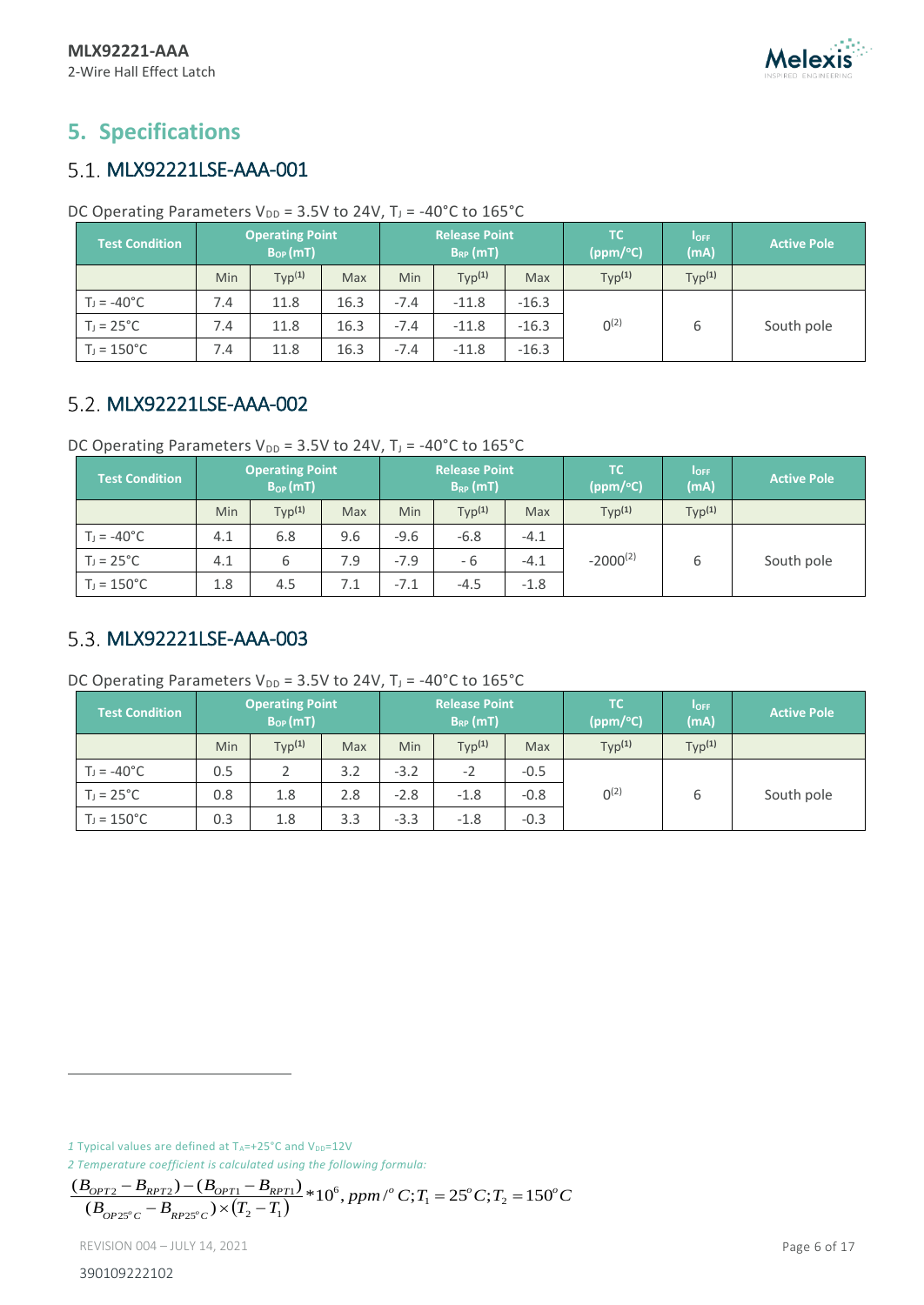# 5. Specifications

## 5.1. MLX92221LSE-AAA-001

DC Operating Parameters $V_{DD}$ = 3.5V to 24V, $T_J$ = -40°C to 165°C

| Test Condition | Operating Point $B_{OP}$ (mT) | | | Release Point $B_{RP}$ (mT) | | | TC (ppm/°C) | $I_{OFF}$ (mA) | Active Pole |
|---|---|---|---|---|---|---|---|---|---|
| | Min | Typ[1] | Max | Min | Typ[1] | Max | Typ[1] | Typ[1] | |
| $T_J$ = -40°C | 7.4 | 11.8 | 16.3 | -7.4 | -11.8 | -16.3 | 0[2] | 6 | South pole |
| $T_J$ = 25°C | 7.4 | 11.8 | 16.3 | -7.4 | -11.8 | -16.3 | | | |
| $T_J$ = 150°C | 7.4 | 11.8 | 16.3 | -7.4 | -11.8 | -16.3 | | | |

## 5.2. MLX92221LSE-AAA-002

DC Operating Parameters $V_{DD}$ = 3.5V to 24V, $T_J$ = -40°C to 165°C

| Test Condition | Operating Point $B_{OP}$ (mT) | | | Release Point $B_{RP}$ (mT) | | | TC (ppm/°C) | $I_{OFF}$ (mA) | Active Pole |
|---|---|---|---|---|---|---|---|---|---|
| | Min | Typ[1] | Max | Min | Typ[1] | Max | Typ[1] | Typ[1] | |
| $T_J$ = -40°C | 4.1 | 6.8 | 9.6 | -9.6 | -6.8 | -4.1 | -2000[2] | 6 | South pole |
| $T_J$ = 25°C | 4.1 | 6 | 7.9 | -7.9 | - 6 | -4.1 | | | |
| $T_J$ = 150°C | 1.8 | 4.5 | 7.1 | -7.1 | -4.5 | -1.8 | | | |

## 5.3. MLX92221LSE-AAA-003

DC Operating Parameters $V_{DD}$ = 3.5V to 24V, $T_J$ = -40°C to 165°C

| Test Condition | Operating Point $B_{OP}$ (mT) | | | Release Point $B_{RP}$ (mT) | | | TC (ppm/°C) | $I_{OFF}$ (mA) | Active Pole |
|---|---|---|---|---|---|---|---|---|---|
| | Min | Typ[1] | Max | Min | Typ[1] | Max | Typ[1] | Typ[1] | |
| $T_J$ = -40°C | 0.5 | 2 | 3.2 | -3.2 | -2 | -0.5 | 0[2] | 6 | South pole |
| $T_J$ = 25°C | 0.8 | 1.8 | 2.8 | -2.8 | -1.8 | -0.8 | | | |
| $T_J$ = 150°C | 0.3 | 1.8 | 3.3 | -3.3 | -1.8 | -0.3 | | | |

*1 Typical values are defined at $T_A$=+25°C and $V_{DD}$=12V*

*2 Temperature coefficient is calculated using the following formula:*

$$\frac{(B_{OPT2} - B_{RPT2}) - (B_{OPT1} - B_{RPT1})}{(B_{OP25^oC} - B_{RP25^oC}) \times (T_2 - T_1)} * 10^6, ppm/^oC; T_1 = 25^oC; T_2 = 150^oC$$

REVISION 004 – JULY 14, 2021

390109222102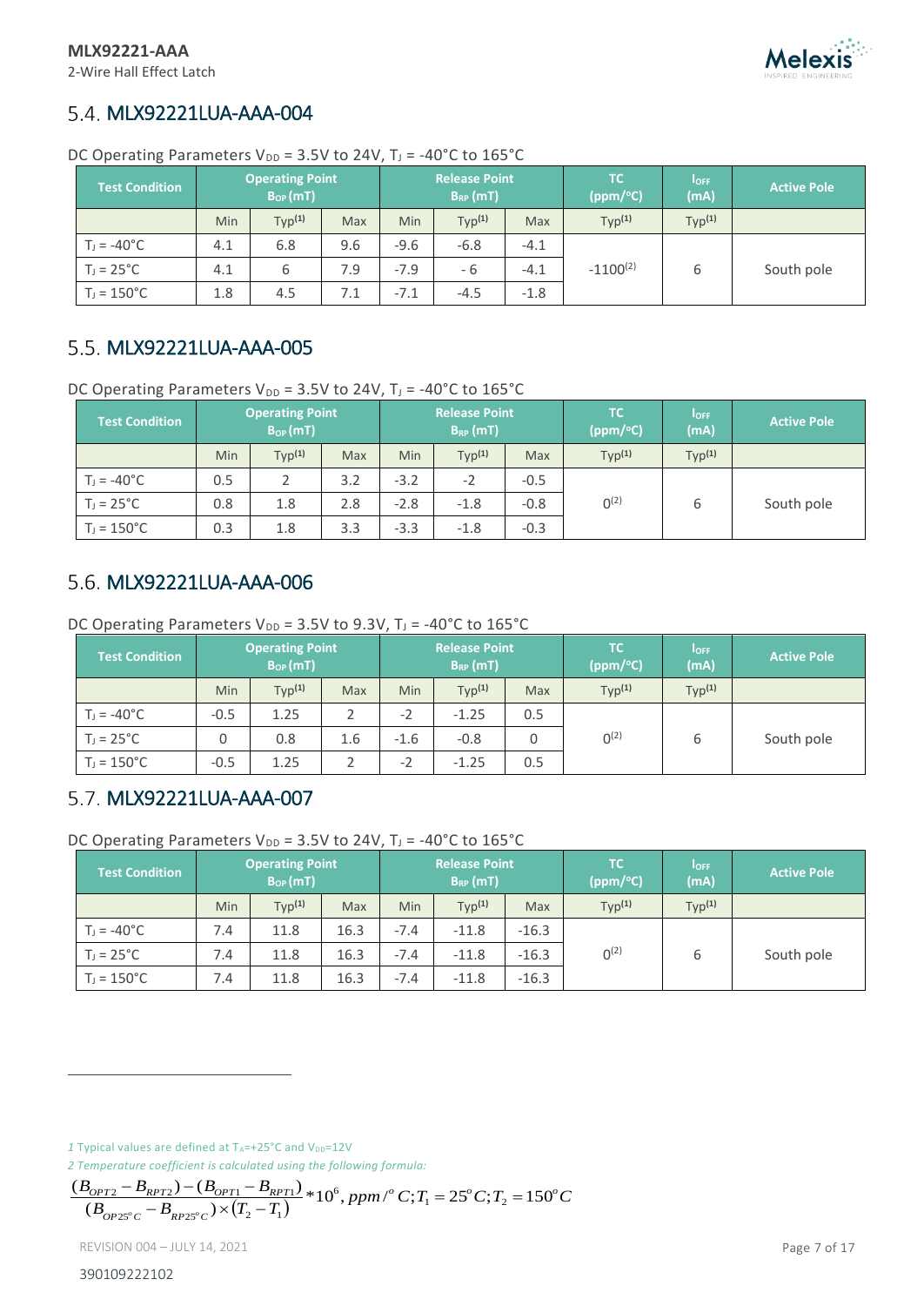## 5.4. MLX92221LUA-AAA-004

DC Operating Parameters $V_{DD}$ = 3.5V to 24V, $T_J$ = -40°C to 165°C

| Test Condition | Operating Point $B_{OP}$ (mT) | | | Release Point $B_{RP}$ (mT) | | | TC (ppm/°C) | $I_{OFF}$ (mA) | Active Pole |
|---|---|---|---|---|---|---|---|---|---|
| | Min | Typ[1] | Max | Min | Typ[1] | Max | Typ[1] | Typ[1] | |
| $T_J$ = -40°C | 4.1 | 6.8 | 9.6 | -9.6 | -6.8 | -4.1 | -1100[2] | 6 | South pole |
| $T_J$ = 25°C | 4.1 | 6 | 7.9 | -7.9 | - 6 | -4.1 | | | |
| $T_J$ = 150°C | 1.8 | 4.5 | 7.1 | -7.1 | -4.5 | -1.8 | | | |

## 5.5. MLX92221LUA-AAA-005

DC Operating Parameters $V_{DD}$ = 3.5V to 24V, $T_J$ = -40°C to 165°C

| Test Condition | Operating Point $B_{OP}$ (mT) | | | Release Point $B_{RP}$ (mT) | | | TC (ppm/°C) | $I_{OFF}$ (mA) | Active Pole |
|---|---|---|---|---|---|---|---|---|---|
| | Min | Typ[1] | Max | Min | Typ[1] | Max | Typ[1] | Typ[1] | |
| $T_J$ = -40°C | 0.5 | 2 | 3.2 | -3.2 | -2 | -0.5 | 0[2] | 6 | South pole |
| $T_J$ = 25°C | 0.8 | 1.8 | 2.8 | -2.8 | -1.8 | -0.8 | | | |
| $T_J$ = 150°C | 0.3 | 1.8 | 3.3 | -3.3 | -1.8 | -0.3 | | | |

## 5.6. MLX92221LUA-AAA-006

DC Operating Parameters $V_{DD}$ = 3.5V to 9.3V, $T_J$ = -40°C to 165°C

| Test Condition | Operating Point $B_{OP}$ (mT) | | | Release Point $B_{RP}$ (mT) | | | TC (ppm/°C) | $I_{OFF}$ (mA) | Active Pole |
|---|---|---|---|---|---|---|---|---|---|
| | Min | Typ[1] | Max | Min | Typ[1] | Max | Typ[1] | Typ[1] | |
| $T_J$ = -40°C | -0.5 | 1.25 | 2 | -2 | -1.25 | 0.5 | 0[2] | 6 | South pole |
| $T_J$ = 25°C | 0 | 0.8 | 1.6 | -1.6 | -0.8 | 0 | | | |
| $T_J$ = 150°C | -0.5 | 1.25 | 2 | -2 | -1.25 | 0.5 | | | |

## 5.7. MLX92221LUA-AAA-007

DC Operating Parameters $V_{DD}$ = 3.5V to 24V, $T_J$ = -40°C to 165°C

| Test Condition | Operating Point $B_{OP}$ (mT) | | | Release Point $B_{RP}$ (mT) | | | TC (ppm/°C) | $I_{OFF}$ (mA) | Active Pole |
|---|---|---|---|---|---|---|---|---|---|
| | Min | Typ[1] | Max | Min | Typ[1] | Max | Typ[1] | Typ[1] | |
| $T_J$ = -40°C | 7.4 | 11.8 | 16.3 | -7.4 | -11.8 | -16.3 | 0[2] | 6 | South pole |
| $T_J$ = 25°C | 7.4 | 11.8 | 16.3 | -7.4 | -11.8 | -16.3 | | | |
| $T_J$ = 150°C | 7.4 | 11.8 | 16.3 | -7.4 | -11.8 | -16.3 | | | |

---

*1 Typical values are defined at $T_A$=+25°C and $V_{DD}$=12V*

*2 Temperature coefficient is calculated using the following formula:*

$$\frac{(B_{OPT2} - B_{RPT2}) - (B_{OPT1} - B_{RPT1})}{(B_{OP25^oC} - B_{RP25^oC}) \times (T_2 - T_1)} * 10^6, ppm/^oC; T_1 = 25^oC; T_2 = 150^oC$$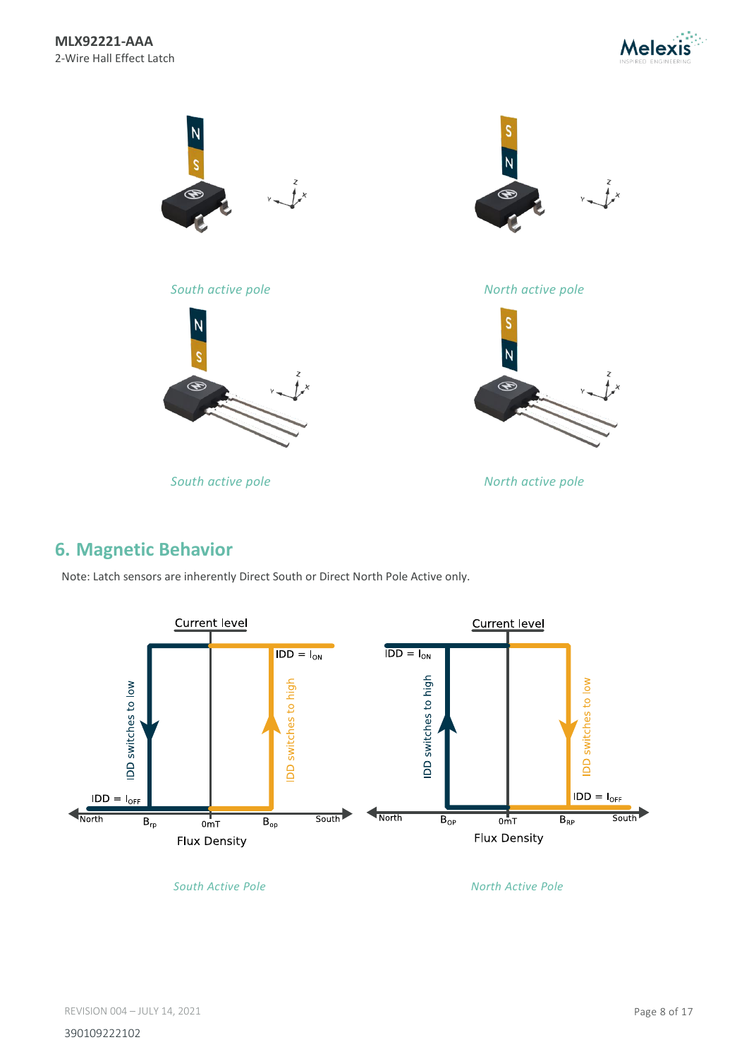South active pole

North active pole

South active pole

North active pole

## 6. Magnetic Behavior

Note: Latch sensors are inherently Direct South or Direct North Pole Active only.

South Active Pole

North Active Pole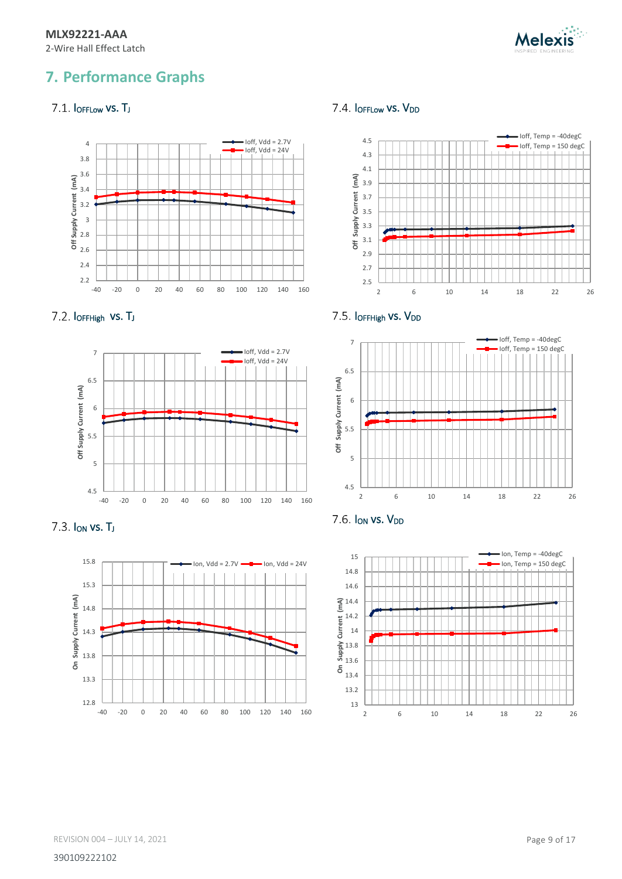# 7. Performance Graphs

### 7.1. $I_{OFFLow}$ vs. $T_J$

### 7.2. $I_{OFFHigh}$ vs. $T_J$

### 7.3. $I_{ON}$ vs. $T_J$

### 7.4. $I_{OFFLow}$ vs. $V_{DD}$

### 7.5. $I_{OFFHigh}$ vs. $V_{DD}$

### 7.6. $I_{ON}$ vs. $V_{DD}$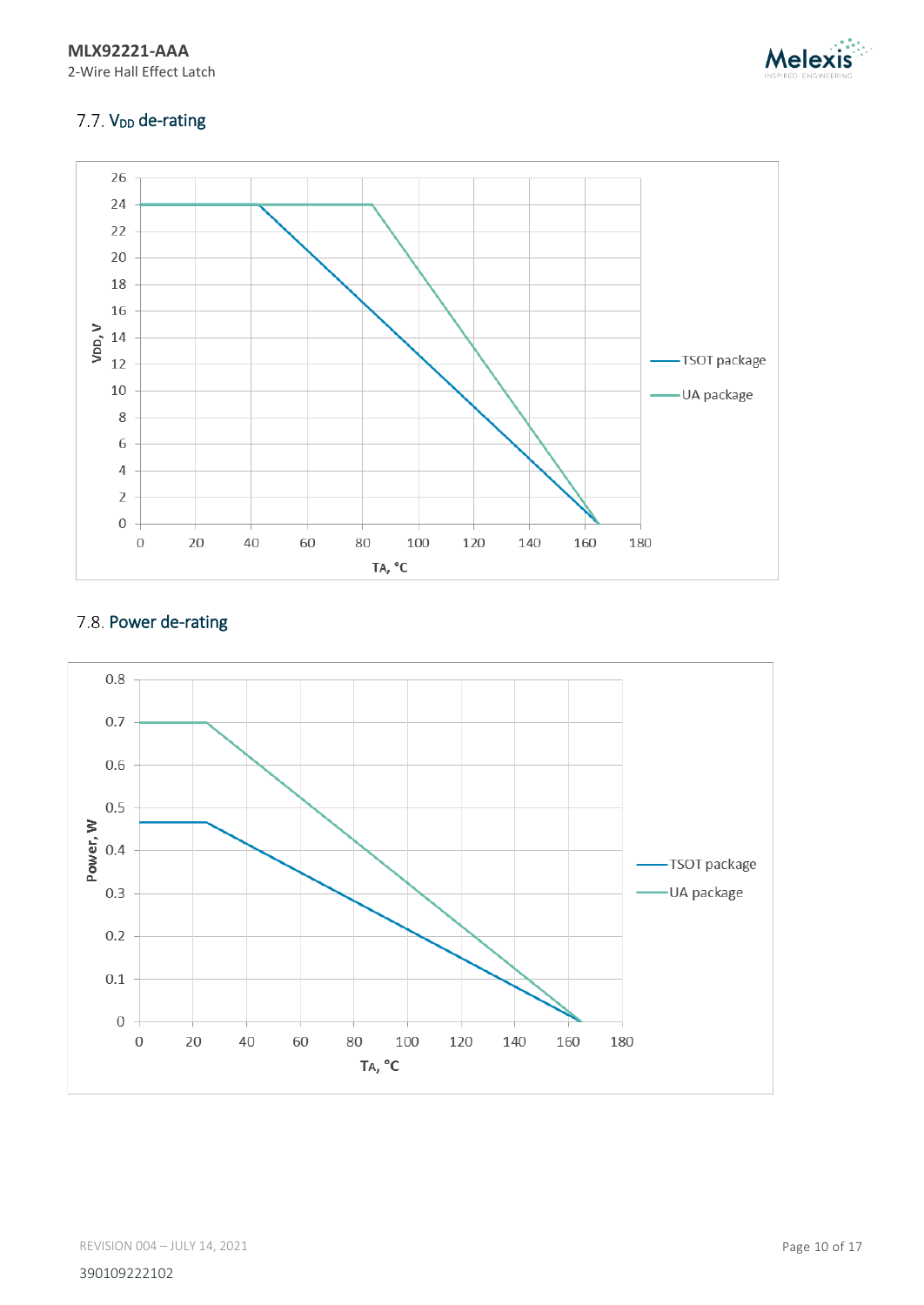## 7.7. $V_{DD}$ de-rating

## 7.8. Power de-rating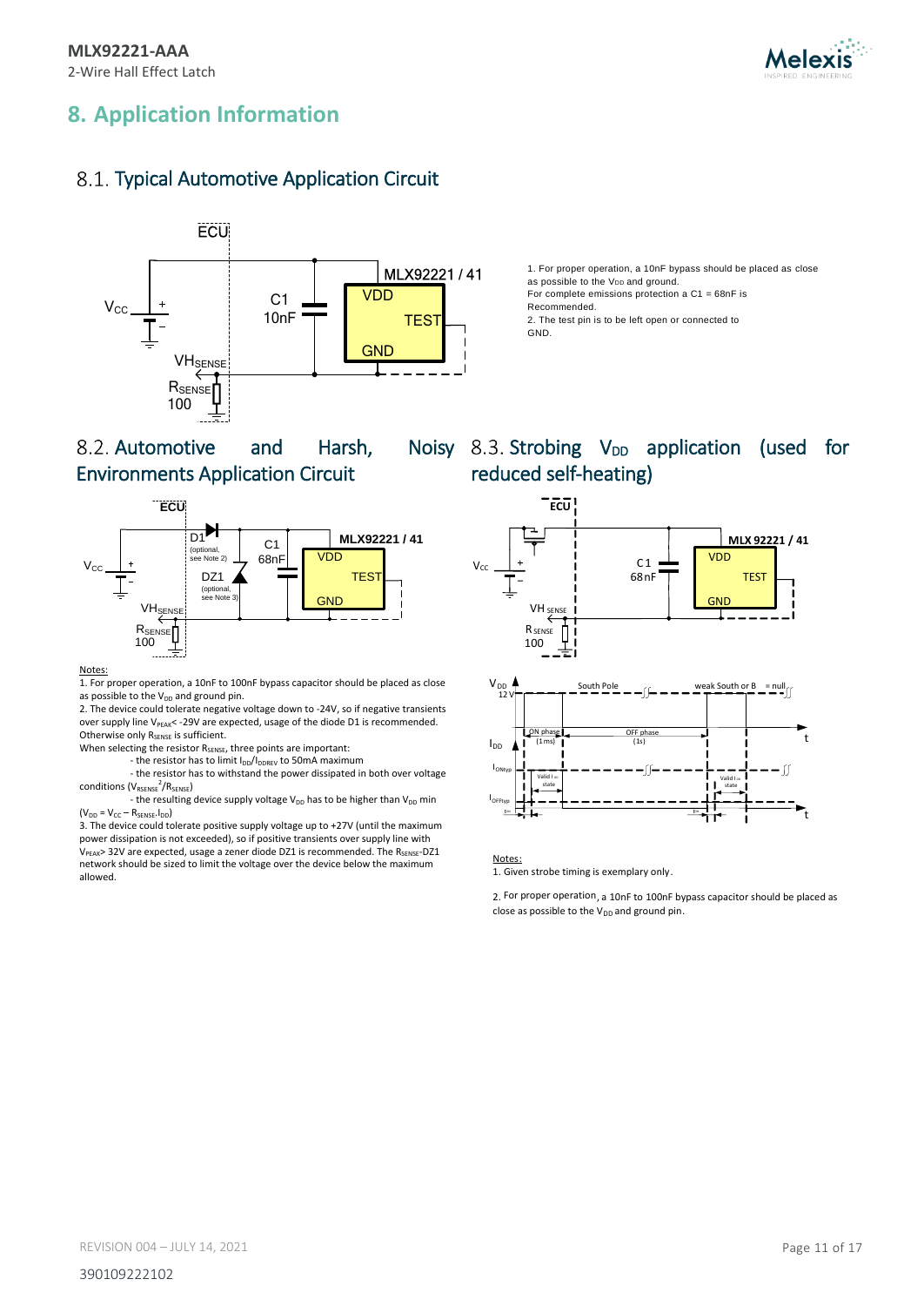# 8. Application Information

## 8.1. Typical Automotive Application Circuit

1. For proper operation, a 10nF bypass should be placed as close as possible to the $V_{DD}$ and ground.
For complete emissions protection a C1 = 68nF is Recommended.
2. The test pin is to be left open or connected to GND.

## 8.2. Automotive and Harsh, Noisy Environments Application Circuit

Notes:

1. For proper operation, a 10nF to 100nF bypass capacitor should be placed as close as possible to the $V_{DD}$ and ground pin.
2. The device could tolerate negative voltage down to -24V, so if negative transients over supply line $V_{PEAK}$< -29V are expected, usage of the diode D1 is recommended. Otherwise only $R_{SENSE}$ is sufficient.
When selecting the resistor $R_{SENSE}$, three points are important:
   - the resistor has to limit $I_{DD}/I_{DDREV}$ to 50mA maximum
   - the resistor has to withstand the power dissipated in both over voltage conditions ($V_{RSENSE}^2/R_{SENSE}$)
   - the resulting device supply voltage $V_{DD}$ has to be higher than $V_{DD}$ min ($V_{DD} = V_{CC} - R_{SENSE} \cdot I_{DD}$)
3. The device could tolerate positive supply voltage up to +27V (until the maximum power dissipation is not exceeded), so if positive transients over supply line with $V_{PEAK}$> 32V are expected, usage a zener diode DZ1 is recommended. The $R_{SENSE}$-DZ1 network should be sized to limit the voltage over the device below the maximum allowed.

## 8.3. Strobing $V_{DD}$ application (used for reduced self-heating)

Notes:

1. Given strobe timing is exemplary only.
2. For proper operation, a 10nF to 100nF bypass capacitor should be placed as close as possible to the $V_{DD}$ and ground pin.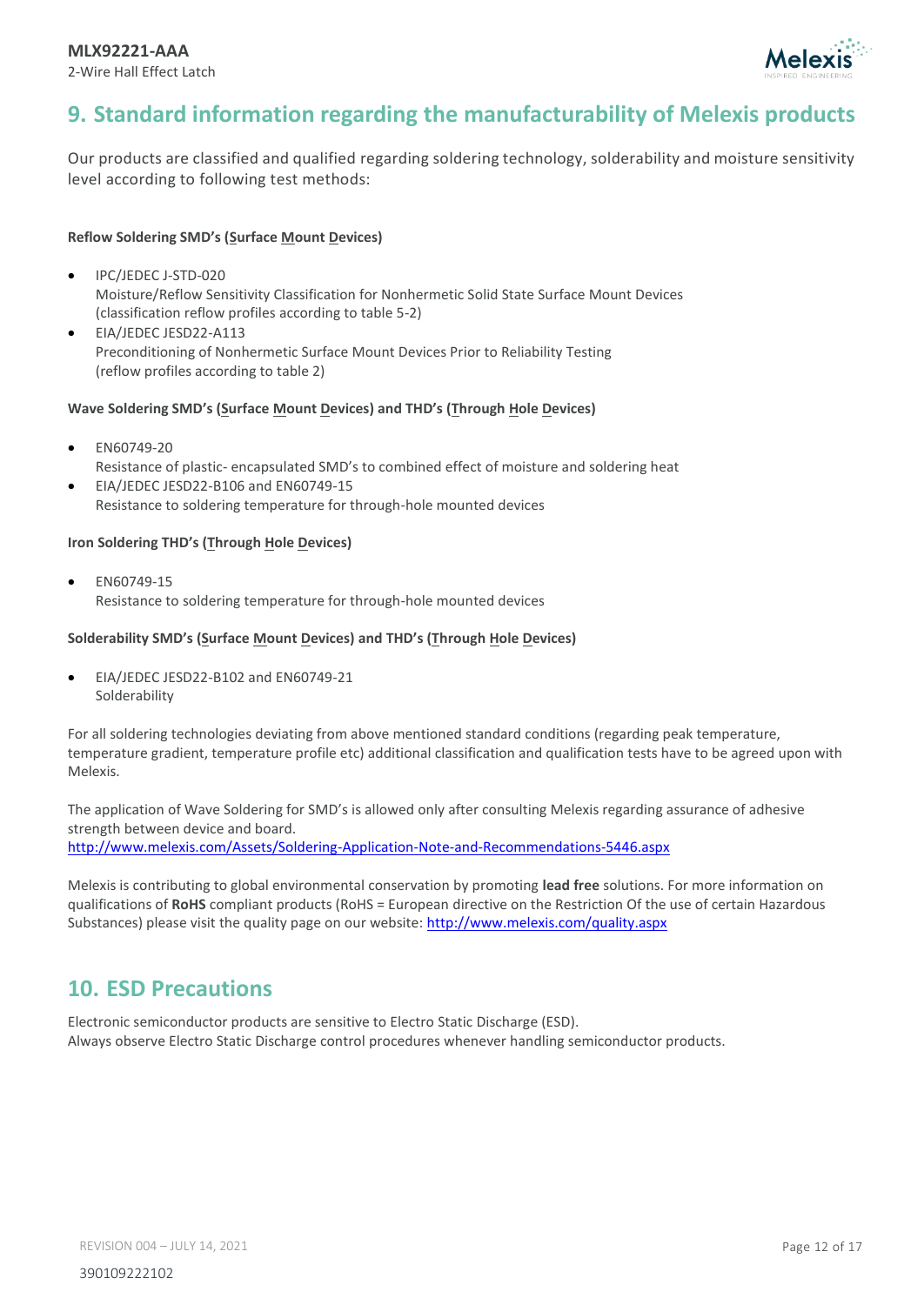## 9. Standard information regarding the manufacturability of Melexis products

Our products are classified and qualified regarding soldering technology, solderability and moisture sensitivity level according to following test methods:

**Reflow Soldering SMD's (Surface Mount Devices)**

- IPC/JEDEC J-STD-020
  Moisture/Reflow Sensitivity Classification for Nonhermetic Solid State Surface Mount Devices
  (classification reflow profiles according to table 5-2)
- EIA/JEDEC JESD22-A113
  Preconditioning of Nonhermetic Surface Mount Devices Prior to Reliability Testing
  (reflow profiles according to table 2)

**Wave Soldering SMD's (Surface Mount Devices) and THD's (Through Hole Devices)**

- EN60749-20
  Resistance of plastic- encapsulated SMD's to combined effect of moisture and soldering heat
- EIA/JEDEC JESD22-B106 and EN60749-15
  Resistance to soldering temperature for through-hole mounted devices

**Iron Soldering THD's (Through Hole Devices)**

- EN60749-15
  Resistance to soldering temperature for through-hole mounted devices

**Solderability SMD's (Surface Mount Devices) and THD's (Through Hole Devices)**

- EIA/JEDEC JESD22-B102 and EN60749-21
  Solderability

For all soldering technologies deviating from above mentioned standard conditions (regarding peak temperature, temperature gradient, temperature profile etc) additional classification and qualification tests have to be agreed upon with Melexis.

The application of Wave Soldering for SMD's is allowed only after consulting Melexis regarding assurance of adhesive strength between device and board.
http://www.melexis.com/Assets/Soldering-Application-Note-and-Recommendations-5446.aspx

Melexis is contributing to global environmental conservation by promoting **lead free** solutions. For more information on qualifications of **RoHS** compliant products (RoHS = European directive on the Restriction Of the use of certain Hazardous Substances) please visit the quality page on our website: http://www.melexis.com/quality.aspx

## 10. ESD Precautions

Electronic semiconductor products are sensitive to Electro Static Discharge (ESD).
Always observe Electro Static Discharge control procedures whenever handling semiconductor products.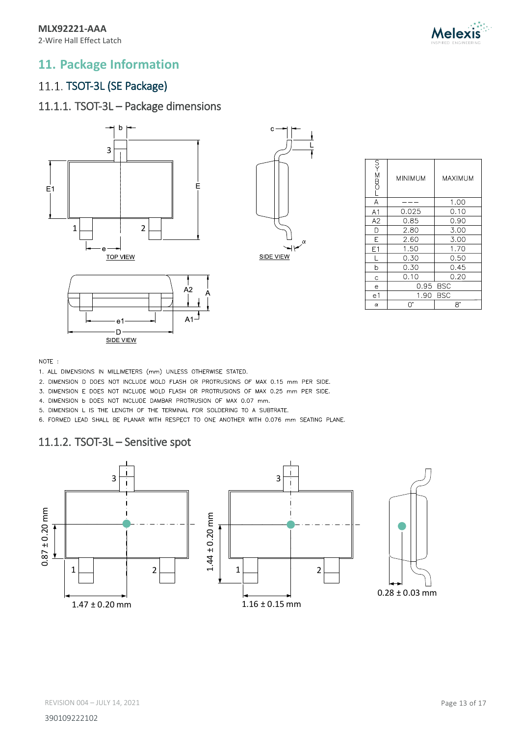# 11. Package Information

## 11.1. TSOT-3L (SE Package)

### 11.1.1. TSOT-3L – Package dimensions

| SYMBOL | MINIMUM | MAXIMUM |
|---|---|---|
| A | --- | 1.00 |
| A1 | 0.025 | 0.10 |
| A2 | 0.85 | 0.90 |
| D | 2.80 | 3.00 |
| E | 2.60 | 3.00 |
| E1 | 1.50 | 1.70 |
| L | 0.30 | 0.50 |
| b | 0.30 | 0.45 |
| c | 0.10 | 0.20 |
| e | 0.95 BSC | |
| e1 | 1.90 BSC | |
| α | 0° | 8° |

NOTE :

1. ALL DIMENSIONS IN MILLIMETERS (mm) UNLESS OTHERWISE STATED.
2. DIMENSION D DOES NOT INCLUDE MOLD FLASH OR PROTRUSIONS OF MAX 0.15 mm PER SIDE.
3. DIMENSION E DOES NOT INCLUDE MOLD FLASH OR PROTRUSIONS OF MAX 0.25 mm PER SIDE.
4. DIMENSION b DOES NOT INCLUDE DAMBAR PROTRUSION OF MAX 0.07 mm.
5. DIMENSION L IS THE LENGTH OF THE TERMINAL FOR SOLDERING TO A SUBTRATE.
6. FORMED LEAD SHALL BE PLANAR WITH RESPECT TO ONE ANOTHER WITH 0.076 mm SEATING PLANE.

### 11.1.2. TSOT-3L – Sensitive spot

0.87 ± 0.20 mm

1.47 ± 0.20 mm

1.44 ± 0.20 mm

1.16 ± 0.15 mm

0.28 ± 0.03 mm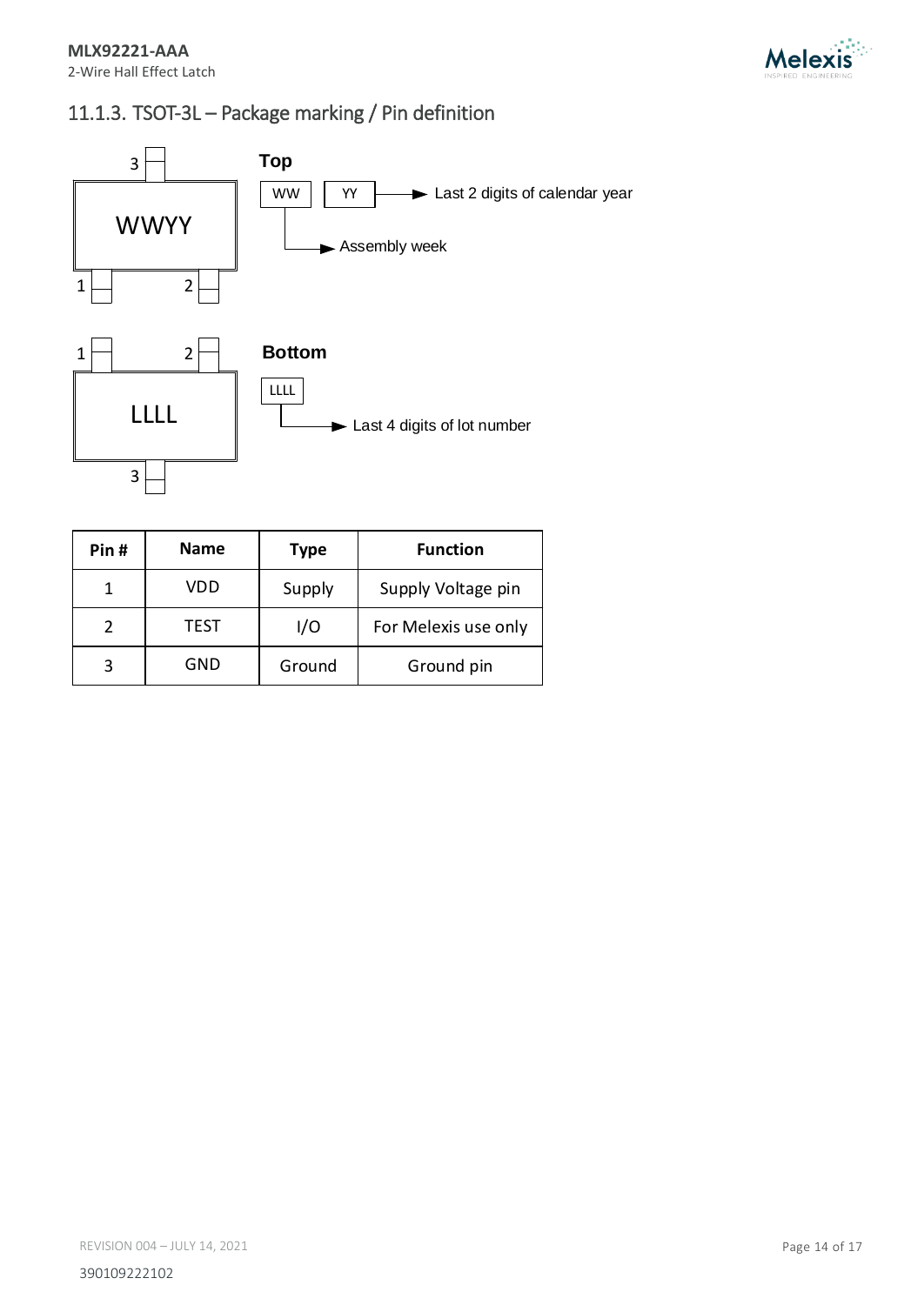### 11.1.3. TSOT-3L – Package marking / Pin definition

**Top**

WWYY

- WW → Assembly week
- YY → Last 2 digits of calendar year

**Bottom**

LLLL

- LLLL → Last 4 digits of lot number

| Pin # | Name | Type | Function |
|---|---|---|---|
| 1 | VDD | Supply | Supply Voltage pin |
| 2 | TEST | I/O | For Melexis use only |
| 3 | GND | Ground | Ground pin |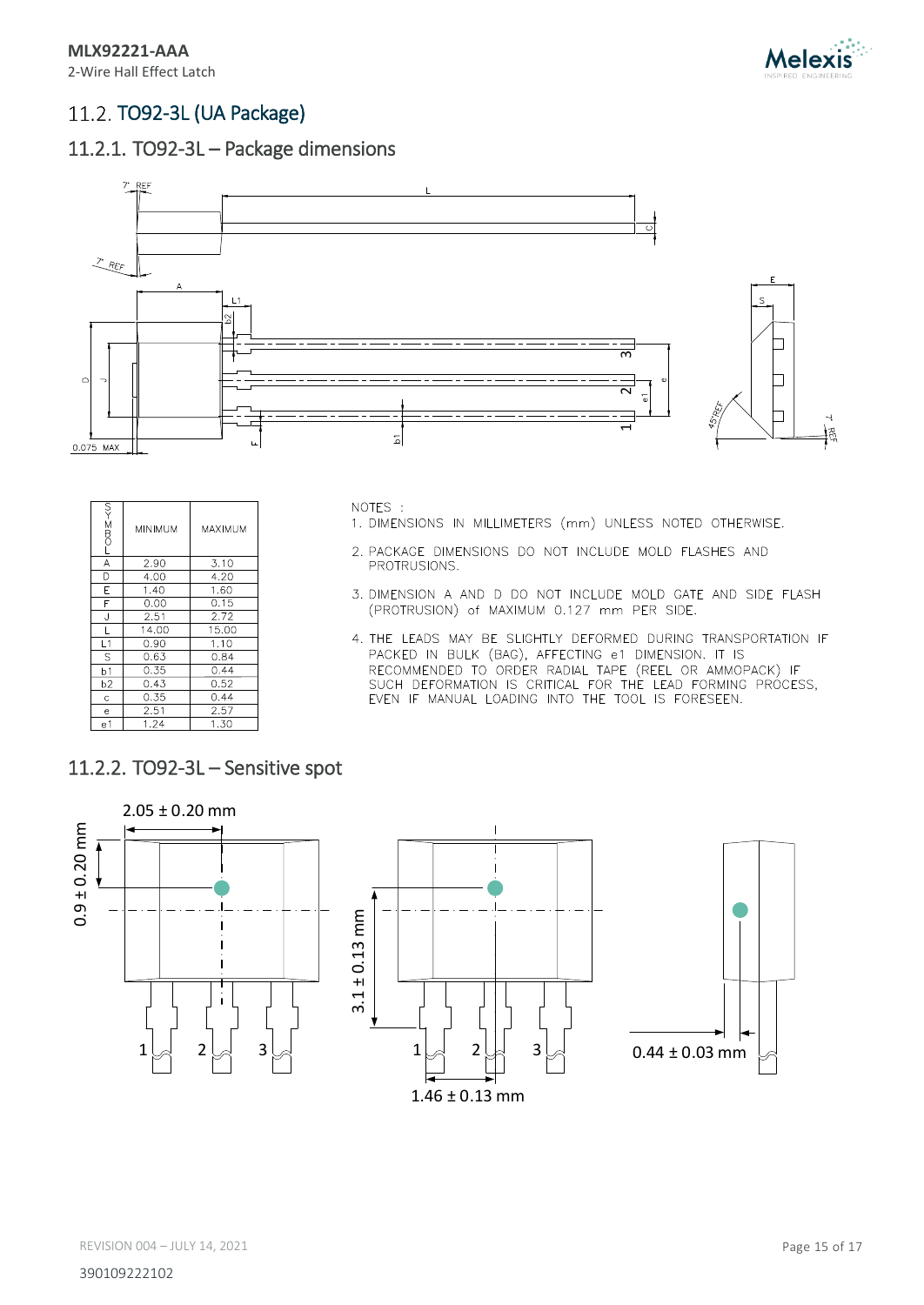## 11.2. TO92-3L (UA Package)

### 11.2.1. TO92-3L – Package dimensions

| SYMBOL | MINIMUM | MAXIMUM |
|---|---|---|
| A | 2.90 | 3.10 |
| D | 4.00 | 4.20 |
| E | 1.40 | 1.60 |
| F | 0.00 | 0.15 |
| J | 2.51 | 2.72 |
| L | 14.00 | 15.00 |
| L1 | 0.90 | 1.10 |
| S | 0.63 | 0.84 |
| b1 | 0.35 | 0.44 |
| b2 | 0.43 | 0.52 |
| c | 0.35 | 0.44 |
| e | 2.51 | 2.57 |
| e1 | 1.24 | 1.30 |

NOTES :

1. DIMENSIONS IN MILLIMETERS (mm) UNLESS NOTED OTHERWISE.
2. PACKAGE DIMENSIONS DO NOT INCLUDE MOLD FLASHES AND PROTRUSIONS.
3. DIMENSION A AND D DO NOT INCLUDE MOLD GATE AND SIDE FLASH (PROTRUSION) of MAXIMUM 0.127 mm PER SIDE.
4. THE LEADS MAY BE SLIGHTLY DEFORMED DURING TRANSPORTATION IF PACKED IN BULK (BAG), AFFECTING e1 DIMENSION. IT IS RECOMMENDED TO ORDER RADIAL TAPE (REEL OR AMMOPACK) IF SUCH DEFORMATION IS CRITICAL FOR THE LEAD FORMING PROCESS, EVEN IF MANUAL LOADING INTO THE TOOL IS FORESEEN.

### 11.2.2. TO92-3L – Sensitive spot

2.05 ± 0.20 mm

0.9 ± 0.20 mm

3.1 ± 0.13 mm

1.46 ± 0.13 mm

0.44 ± 0.03 mm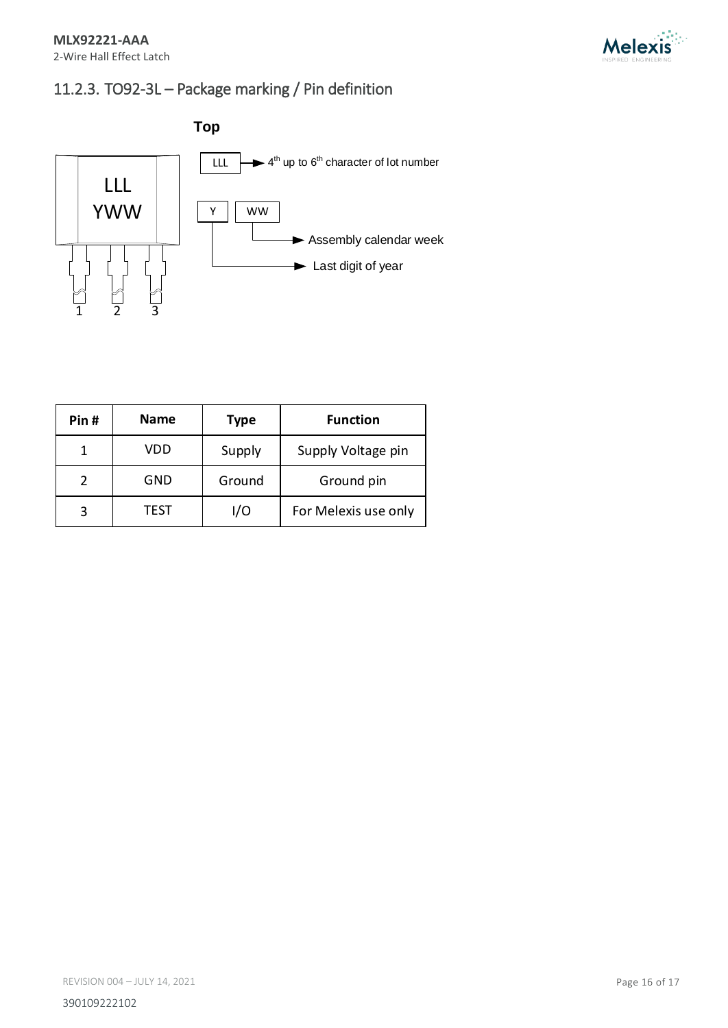## 11.2.3. TO92-3L – Package marking / Pin definition

**Top**

LLL
YWW

1 2 3

LLL → 4th up to 6th character of lot number

Y WW

WW → Assembly calendar week

Y → Last digit of year

| Pin # | Name | Type | Function |
|---|---|---|---|
| 1 | VDD | Supply | Supply Voltage pin |
| 2 | GND | Ground | Ground pin |
| 3 | TEST | I/O | For Melexis use only |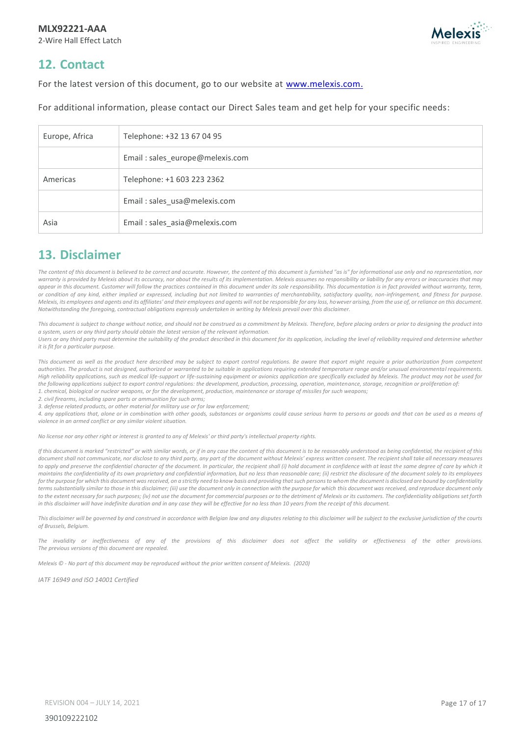## 12. Contact

For the latest version of this document, go to our website at www.melexis.com.

For additional information, please contact our Direct Sales team and get help for your specific needs:

| | |
|---|---|
| Europe, Africa | Telephone: +32 13 67 04 95 |
| | Email : sales_europe@melexis.com |
| Americas | Telephone: +1 603 223 2362 |
| | Email : sales_usa@melexis.com |
| Asia | Email : sales_asia@melexis.com |

## 13. Disclaimer

*The content of this document is believed to be correct and accurate. However, the content of this document is furnished "as is" for informational use only and no representation, nor warranty is provided by Melexis about its accuracy, nor about the results of its implementation. Melexis assumes no responsibility or liability for any errors or inaccuracies that may appear in this document. Customer will follow the practices contained in this document under its sole responsibility. This documentation is in fact provided without warranty, term, or condition of any kind, either implied or expressed, including but not limited to warranties of merchantability, satisfactory quality, non-infringement, and fitness for purpose. Melexis, its employees and agents and its affiliates' and their employees and agents will not be responsible for any loss, however arising, from the use of, or reliance on this document. Notwithstanding the foregoing, contractual obligations expressly undertaken in writing by Melexis prevail over this disclaimer.*

*This document is subject to change without notice, and should not be construed as a commitment by Melexis. Therefore, before placing orders or prior to designing the product into a system, users or any third party should obtain the latest version of the relevant information.*
*Users or any third party must determine the suitability of the product described in this document for its application, including the level of reliability required and determine whether it is fit for a particular purpose.*

*This document as well as the product here described may be subject to export control regulations. Be aware that export might require a prior authorization from competent authorities. The product is not designed, authorized or warranted to be suitable in applications requiring extended temperature range and/or unusual environmental requirements. High reliability applications, such as medical life-support or life-sustaining equipment or avionics application are specifically excluded by Melexis. The product may not be used for the following applications subject to export control regulations: the development, production, processing, operation, maintenance, storage, recognition or proliferation of:*
*1. chemical, biological or nuclear weapons, or for the development, production, maintenance or storage of missiles for such weapons;*
*2. civil firearms, including spare parts or ammunition for such arms;*
*3. defense related products, or other material for military use or for law enforcement;*
*4. any applications that, alone or in combination with other goods, substances or organisms could cause serious harm to persons or goods and that can be used as a means of violence in an armed conflict or any similar violent situation.*

*No license nor any other right or interest is granted to any of Melexis' or third party's intellectual property rights.*

*If this document is marked "restricted" or with similar words, or if in any case the content of this document is to be reasonably understood as being confidential, the recipient of this document shall not communicate, nor disclose to any third party, any part of the document without Melexis' express written consent. The recipient shall take all necessary measures to apply and preserve the confidential character of the document. In particular, the recipient shall (i) hold document in confidence with at least the same degree of care by which it maintains the confidentiality of its own proprietary and confidential information, but no less than reasonable care; (ii) restrict the disclosure of the document solely to its employees for the purpose for which this document was received, on a strictly need to know basis and providing that such persons to whom the document is disclosed are bound by confidentiality terms substantially similar to those in this disclaimer; (iii) use the document only in connection with the purpose for which this document was received, and reproduce document only to the extent necessary for such purposes; (iv) not use the document for commercial purposes or to the detriment of Melexis or its customers. The confidentiality obligations set forth in this disclaimer will have indefinite duration and in any case they will be effective for no less than 10 years from the receipt of this document.*

*This disclaimer will be governed by and construed in accordance with Belgian law and any disputes relating to this disclaimer will be subject to the exclusive jurisdiction of the courts of Brussels, Belgium.*

*The invalidity or ineffectiveness of any of the provisions of this disclaimer does not affect the validity or effectiveness of the other provisions. The previous versions of this document are repealed.*

*Melexis © - No part of this document may be reproduced without the prior written consent of Melexis. (2020)*

*IATF 16949 and ISO 14001 Certified*